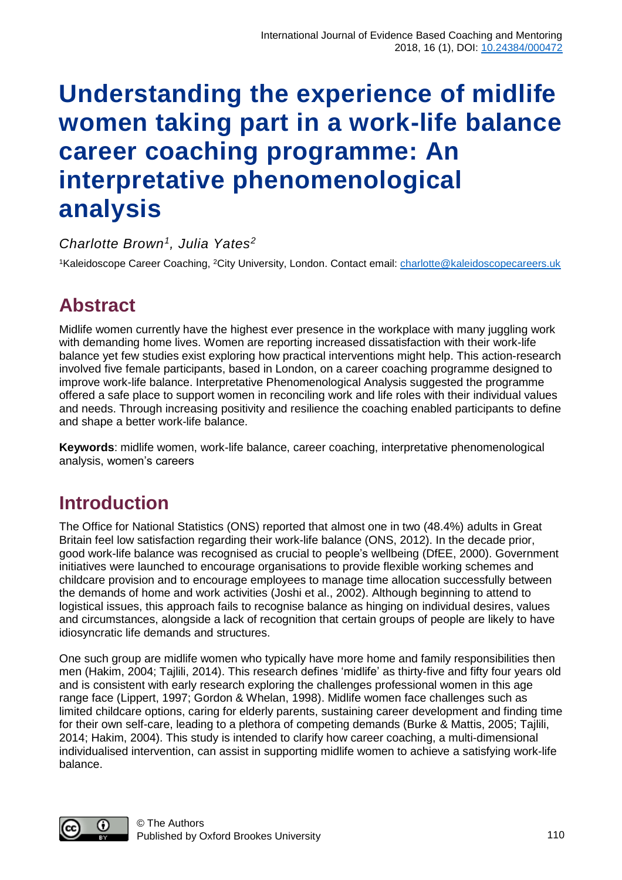# Understanding the experience of midlife women taking part in a work-life balance career coaching programme: An interpretative phenomenological analysis

*Charlotte Brown[1], Julia Yates[2]*

[1]Kaleidoscope Career Coaching, [2]City University, London. Contact email: charlotte@kaleidoscopecareers.uk

## Abstract

Midlife women currently have the highest ever presence in the workplace with many juggling work with demanding home lives. Women are reporting increased dissatisfaction with their work-life balance yet few studies exist exploring how practical interventions might help. This action-research involved five female participants, based in London, on a career coaching programme designed to improve work-life balance. Interpretative Phenomenological Analysis suggested the programme offered a safe place to support women in reconciling work and life roles with their individual values and needs. Through increasing positivity and resilience the coaching enabled participants to define and shape a better work-life balance.

**Keywords**: midlife women, work-life balance, career coaching, interpretative phenomenological analysis, women's careers

## Introduction

The Office for National Statistics (ONS) reported that almost one in two (48.4%) adults in Great Britain feel low satisfaction regarding their work-life balance (ONS, 2012). In the decade prior, good work-life balance was recognised as crucial to people's wellbeing (DfEE, 2000). Government initiatives were launched to encourage organisations to provide flexible working schemes and childcare provision and to encourage employees to manage time allocation successfully between the demands of home and work activities (Joshi et al., 2002). Although beginning to attend to logistical issues, this approach fails to recognise balance as hinging on individual desires, values and circumstances, alongside a lack of recognition that certain groups of people are likely to have idiosyncratic life demands and structures.

One such group are midlife women who typically have more home and family responsibilities then men (Hakim, 2004; Tajlili, 2014). This research defines 'midlife' as thirty-five and fifty four years old and is consistent with early research exploring the challenges professional women in this age range face (Lippert, 1997; Gordon & Whelan, 1998). Midlife women face challenges such as limited childcare options, caring for elderly parents, sustaining career development and finding time for their own self-care, leading to a plethora of competing demands (Burke & Mattis, 2005; Tajlili, 2014; Hakim, 2004). This study is intended to clarify how career coaching, a multi-dimensional individualised intervention, can assist in supporting midlife women to achieve a satisfying work-life balance.

© The Authors
Published by Oxford Brookes University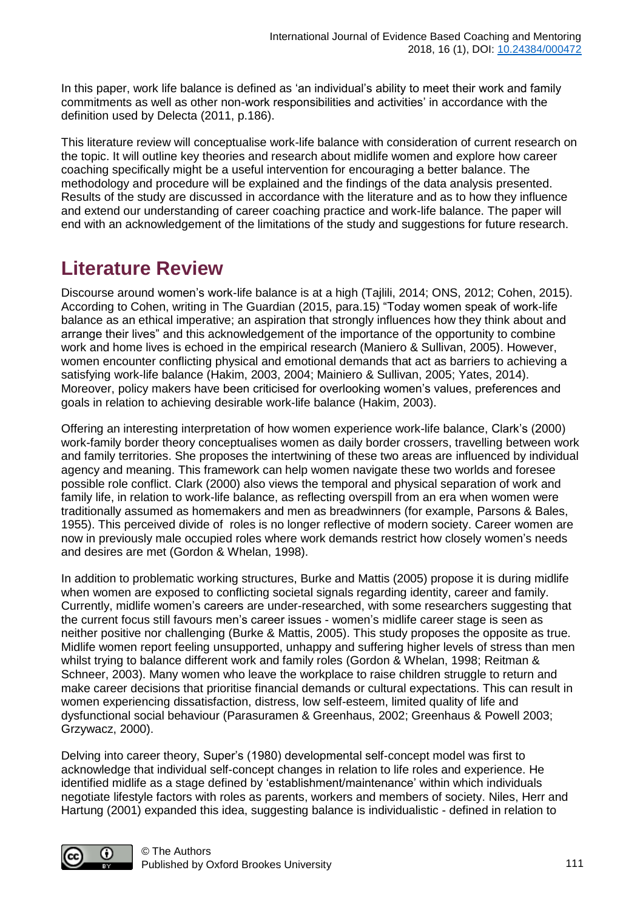In this paper, work life balance is defined as 'an individual's ability to meet their work and family commitments as well as other non-work responsibilities and activities' in accordance with the definition used by Delecta (2011, p.186).

This literature review will conceptualise work-life balance with consideration of current research on the topic. It will outline key theories and research about midlife women and explore how career coaching specifically might be a useful intervention for encouraging a better balance. The methodology and procedure will be explained and the findings of the data analysis presented. Results of the study are discussed in accordance with the literature and as to how they influence and extend our understanding of career coaching practice and work-life balance. The paper will end with an acknowledgement of the limitations of the study and suggestions for future research.

## Literature Review

Discourse around women's work-life balance is at a high (Tajlili, 2014; ONS, 2012; Cohen, 2015). According to Cohen, writing in The Guardian (2015, para.15) "Today women speak of work-life balance as an ethical imperative; an aspiration that strongly influences how they think about and arrange their lives" and this acknowledgement of the importance of the opportunity to combine work and home lives is echoed in the empirical research (Maniero & Sullivan, 2005). However, women encounter conflicting physical and emotional demands that act as barriers to achieving a satisfying work-life balance (Hakim, 2003, 2004; Mainiero & Sullivan, 2005; Yates, 2014). Moreover, policy makers have been criticised for overlooking women's values, preferences and goals in relation to achieving desirable work-life balance (Hakim, 2003).

Offering an interesting interpretation of how women experience work-life balance, Clark's (2000) work-family border theory conceptualises women as daily border crossers, travelling between work and family territories. She proposes the intertwining of these two areas are influenced by individual agency and meaning. This framework can help women navigate these two worlds and foresee possible role conflict. Clark (2000) also views the temporal and physical separation of work and family life, in relation to work-life balance, as reflecting overspill from an era when women were traditionally assumed as homemakers and men as breadwinners (for example, Parsons & Bales, 1955). This perceived divide of roles is no longer reflective of modern society. Career women are now in previously male occupied roles where work demands restrict how closely women's needs and desires are met (Gordon & Whelan, 1998).

In addition to problematic working structures, Burke and Mattis (2005) propose it is during midlife when women are exposed to conflicting societal signals regarding identity, career and family. Currently, midlife women's careers are under-researched, with some researchers suggesting that the current focus still favours men's career issues - women's midlife career stage is seen as neither positive nor challenging (Burke & Mattis, 2005). This study proposes the opposite as true. Midlife women report feeling unsupported, unhappy and suffering higher levels of stress than men whilst trying to balance different work and family roles (Gordon & Whelan, 1998; Reitman & Schneer, 2003). Many women who leave the workplace to raise children struggle to return and make career decisions that prioritise financial demands or cultural expectations. This can result in women experiencing dissatisfaction, distress, low self-esteem, limited quality of life and dysfunctional social behaviour (Parasuramen & Greenhaus, 2002; Greenhaus & Powell 2003; Grzywacz, 2000).

Delving into career theory, Super's (1980) developmental self-concept model was first to acknowledge that individual self-concept changes in relation to life roles and experience. He identified midlife as a stage defined by 'establishment/maintenance' within which individuals negotiate lifestyle factors with roles as parents, workers and members of society. Niles, Herr and Hartung (2001) expanded this idea, suggesting balance is individualistic - defined in relation to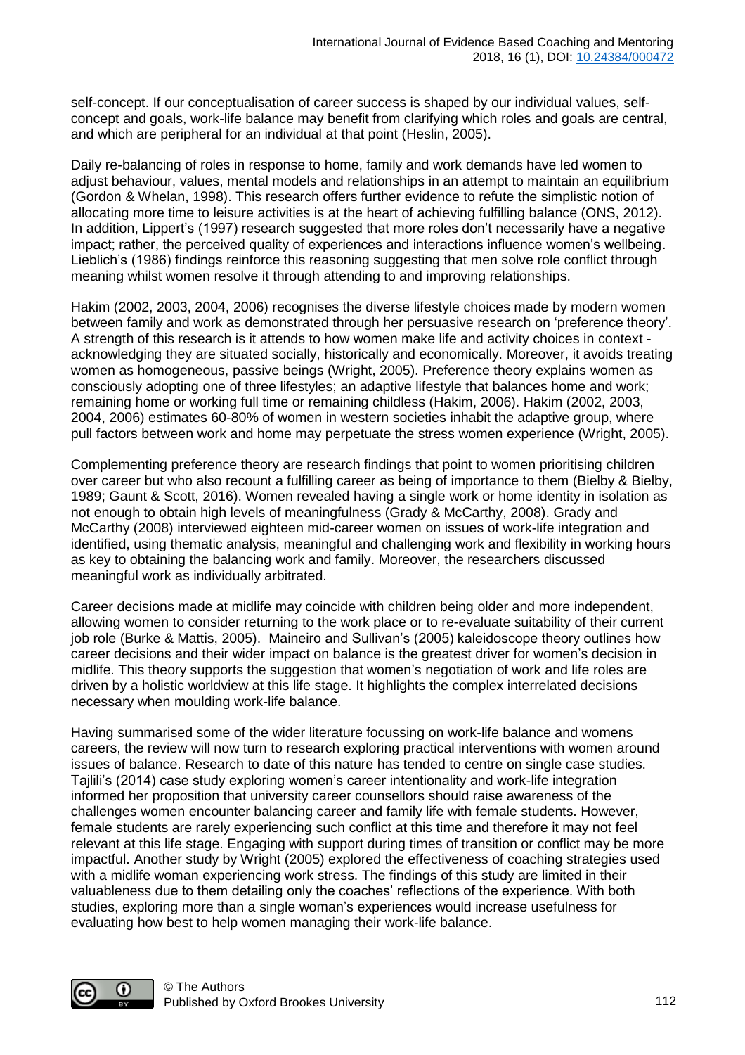self-concept. If our conceptualisation of career success is shaped by our individual values, self-concept and goals, work-life balance may benefit from clarifying which roles and goals are central, and which are peripheral for an individual at that point (Heslin, 2005).

Daily re-balancing of roles in response to home, family and work demands have led women to adjust behaviour, values, mental models and relationships in an attempt to maintain an equilibrium (Gordon & Whelan, 1998). This research offers further evidence to refute the simplistic notion of allocating more time to leisure activities is at the heart of achieving fulfilling balance (ONS, 2012). In addition, Lippert's (1997) research suggested that more roles don't necessarily have a negative impact; rather, the perceived quality of experiences and interactions influence women's wellbeing. Lieblich's (1986) findings reinforce this reasoning suggesting that men solve role conflict through meaning whilst women resolve it through attending to and improving relationships.

Hakim (2002, 2003, 2004, 2006) recognises the diverse lifestyle choices made by modern women between family and work as demonstrated through her persuasive research on 'preference theory'. A strength of this research is it attends to how women make life and activity choices in context - acknowledging they are situated socially, historically and economically. Moreover, it avoids treating women as homogeneous, passive beings (Wright, 2005). Preference theory explains women as consciously adopting one of three lifestyles; an adaptive lifestyle that balances home and work; remaining home or working full time or remaining childless (Hakim, 2006). Hakim (2002, 2003, 2004, 2006) estimates 60-80% of women in western societies inhabit the adaptive group, where pull factors between work and home may perpetuate the stress women experience (Wright, 2005).

Complementing preference theory are research findings that point to women prioritising children over career but who also recount a fulfilling career as being of importance to them (Bielby & Bielby, 1989; Gaunt & Scott, 2016). Women revealed having a single work or home identity in isolation as not enough to obtain high levels of meaningfulness (Grady & McCarthy, 2008). Grady and McCarthy (2008) interviewed eighteen mid-career women on issues of work-life integration and identified, using thematic analysis, meaningful and challenging work and flexibility in working hours as key to obtaining the balancing work and family. Moreover, the researchers discussed meaningful work as individually arbitrated.

Career decisions made at midlife may coincide with children being older and more independent, allowing women to consider returning to the work place or to re-evaluate suitability of their current job role (Burke & Mattis, 2005). Maineiro and Sullivan's (2005) kaleidoscope theory outlines how career decisions and their wider impact on balance is the greatest driver for women's decision in midlife. This theory supports the suggestion that women's negotiation of work and life roles are driven by a holistic worldview at this life stage. It highlights the complex interrelated decisions necessary when moulding work-life balance.

Having summarised some of the wider literature focussing on work-life balance and womens careers, the review will now turn to research exploring practical interventions with women around issues of balance. Research to date of this nature has tended to centre on single case studies. Tajlili's (2014) case study exploring women's career intentionality and work-life integration informed her proposition that university career counsellors should raise awareness of the challenges women encounter balancing career and family life with female students. However, female students are rarely experiencing such conflict at this time and therefore it may not feel relevant at this life stage. Engaging with support during times of transition or conflict may be more impactful. Another study by Wright (2005) explored the effectiveness of coaching strategies used with a midlife woman experiencing work stress. The findings of this study are limited in their valuableness due to them detailing only the coaches' reflections of the experience. With both studies, exploring more than a single woman's experiences would increase usefulness for evaluating how best to help women managing their work-life balance.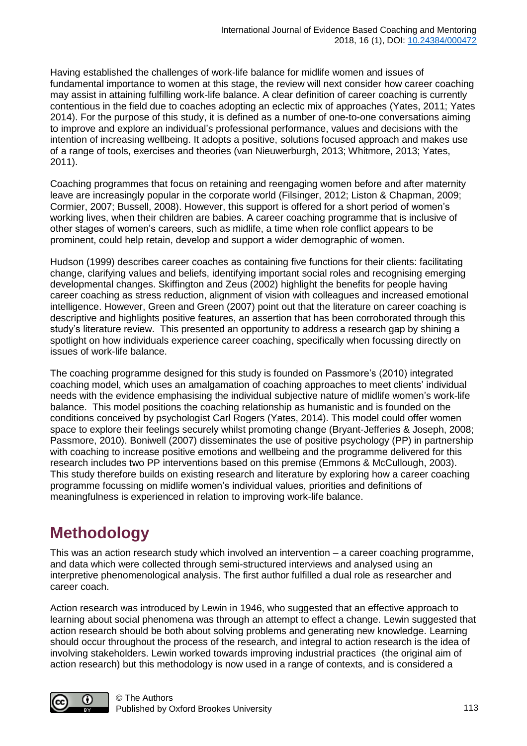Having established the challenges of work-life balance for midlife women and issues of fundamental importance to women at this stage, the review will next consider how career coaching may assist in attaining fulfilling work-life balance. A clear definition of career coaching is currently contentious in the field due to coaches adopting an eclectic mix of approaches (Yates, 2011; Yates 2014). For the purpose of this study, it is defined as a number of one-to-one conversations aiming to improve and explore an individual's professional performance, values and decisions with the intention of increasing wellbeing. It adopts a positive, solutions focused approach and makes use of a range of tools, exercises and theories (van Nieuwerburgh, 2013; Whitmore, 2013; Yates, 2011).

Coaching programmes that focus on retaining and reengaging women before and after maternity leave are increasingly popular in the corporate world (Filsinger, 2012; Liston & Chapman, 2009; Cormier, 2007; Bussell, 2008). However, this support is offered for a short period of women's working lives, when their children are babies. A career coaching programme that is inclusive of other stages of women's careers, such as midlife, a time when role conflict appears to be prominent, could help retain, develop and support a wider demographic of women.

Hudson (1999) describes career coaches as containing five functions for their clients: facilitating change, clarifying values and beliefs, identifying important social roles and recognising emerging developmental changes. Skiffington and Zeus (2002) highlight the benefits for people having career coaching as stress reduction, alignment of vision with colleagues and increased emotional intelligence. However, Green and Green (2007) point out that the literature on career coaching is descriptive and highlights positive features, an assertion that has been corroborated through this study's literature review. This presented an opportunity to address a research gap by shining a spotlight on how individuals experience career coaching, specifically when focussing directly on issues of work-life balance.

The coaching programme designed for this study is founded on Passmore's (2010) integrated coaching model, which uses an amalgamation of coaching approaches to meet clients' individual needs with the evidence emphasising the individual subjective nature of midlife women's work-life balance. This model positions the coaching relationship as humanistic and is founded on the conditions conceived by psychologist Carl Rogers (Yates, 2014). This model could offer women space to explore their feelings securely whilst promoting change (Bryant-Jefferies & Joseph, 2008; Passmore, 2010). Boniwell (2007) disseminates the use of positive psychology (PP) in partnership with coaching to increase positive emotions and wellbeing and the programme delivered for this research includes two PP interventions based on this premise (Emmons & McCullough, 2003). This study therefore builds on existing research and literature by exploring how a career coaching programme focussing on midlife women's individual values, priorities and definitions of meaningfulness is experienced in relation to improving work-life balance.

# Methodology

This was an action research study which involved an intervention – a career coaching programme, and data which were collected through semi-structured interviews and analysed using an interpretive phenomenological analysis. The first author fulfilled a dual role as researcher and career coach.

Action research was introduced by Lewin in 1946, who suggested that an effective approach to learning about social phenomena was through an attempt to effect a change. Lewin suggested that action research should be both about solving problems and generating new knowledge. Learning should occur throughout the process of the research, and integral to action research is the idea of involving stakeholders. Lewin worked towards improving industrial practices (the original aim of action research) but this methodology is now used in a range of contexts, and is considered a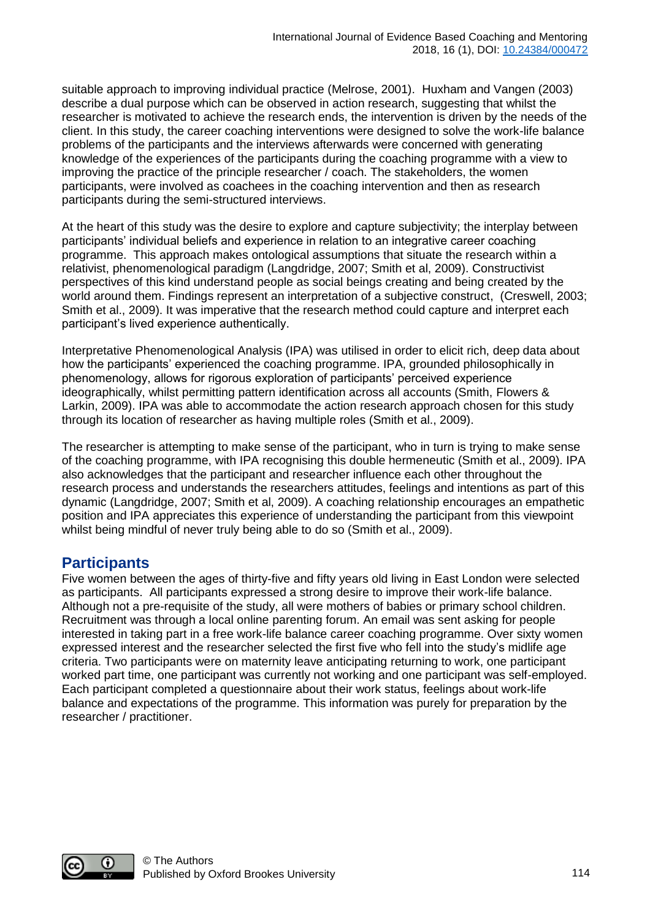suitable approach to improving individual practice (Melrose, 2001). Huxham and Vangen (2003) describe a dual purpose which can be observed in action research, suggesting that whilst the researcher is motivated to achieve the research ends, the intervention is driven by the needs of the client. In this study, the career coaching interventions were designed to solve the work-life balance problems of the participants and the interviews afterwards were concerned with generating knowledge of the experiences of the participants during the coaching programme with a view to improving the practice of the principle researcher / coach. The stakeholders, the women participants, were involved as coachees in the coaching intervention and then as research participants during the semi-structured interviews.

At the heart of this study was the desire to explore and capture subjectivity; the interplay between participants' individual beliefs and experience in relation to an integrative career coaching programme. This approach makes ontological assumptions that situate the research within a relativist, phenomenological paradigm (Langdridge, 2007; Smith et al, 2009). Constructivist perspectives of this kind understand people as social beings creating and being created by the world around them. Findings represent an interpretation of a subjective construct, (Creswell, 2003; Smith et al., 2009). It was imperative that the research method could capture and interpret each participant's lived experience authentically.

Interpretative Phenomenological Analysis (IPA) was utilised in order to elicit rich, deep data about how the participants' experienced the coaching programme. IPA, grounded philosophically in phenomenology, allows for rigorous exploration of participants' perceived experience ideographically, whilst permitting pattern identification across all accounts (Smith, Flowers & Larkin, 2009). IPA was able to accommodate the action research approach chosen for this study through its location of researcher as having multiple roles (Smith et al., 2009).

The researcher is attempting to make sense of the participant, who in turn is trying to make sense of the coaching programme, with IPA recognising this double hermeneutic (Smith et al., 2009). IPA also acknowledges that the participant and researcher influence each other throughout the research process and understands the researchers attitudes, feelings and intentions as part of this dynamic (Langdridge, 2007; Smith et al, 2009). A coaching relationship encourages an empathetic position and IPA appreciates this experience of understanding the participant from this viewpoint whilst being mindful of never truly being able to do so (Smith et al., 2009).

## Participants

Five women between the ages of thirty-five and fifty years old living in East London were selected as participants. All participants expressed a strong desire to improve their work-life balance. Although not a pre-requisite of the study, all were mothers of babies or primary school children. Recruitment was through a local online parenting forum. An email was sent asking for people interested in taking part in a free work-life balance career coaching programme. Over sixty women expressed interest and the researcher selected the first five who fell into the study's midlife age criteria. Two participants were on maternity leave anticipating returning to work, one participant worked part time, one participant was currently not working and one participant was self-employed. Each participant completed a questionnaire about their work status, feelings about work-life balance and expectations of the programme. This information was purely for preparation by the researcher / practitioner.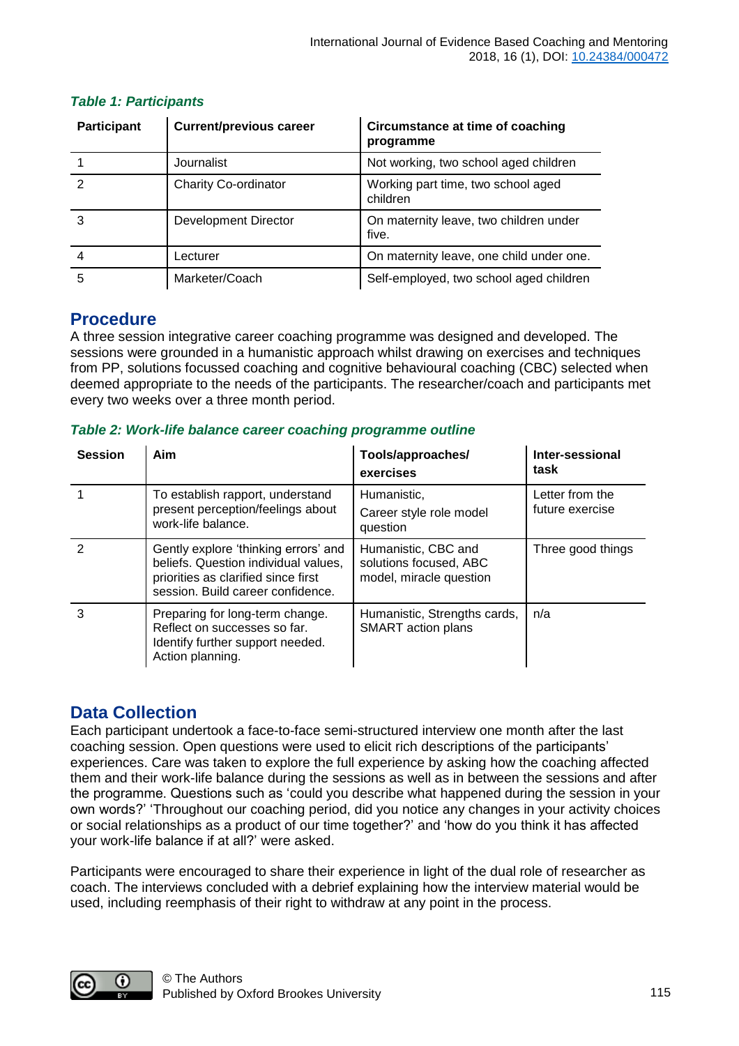*Table 1: Participants*

| Participant | Current/previous career | Circumstance at time of coaching programme |
|---|---|---|
| 1 | Journalist | Not working, two school aged children |
| 2 | Charity Co-ordinator | Working part time, two school aged children |
| 3 | Development Director | On maternity leave, two children under five. |
| 4 | Lecturer | On maternity leave, one child under one. |
| 5 | Marketer/Coach | Self-employed, two school aged children |

## Procedure

A three session integrative career coaching programme was designed and developed. The sessions were grounded in a humanistic approach whilst drawing on exercises and techniques from PP, solutions focussed coaching and cognitive behavioural coaching (CBC) selected when deemed appropriate to the needs of the participants. The researcher/coach and participants met every two weeks over a three month period.

*Table 2: Work-life balance career coaching programme outline*

| Session | Aim | Tools/approaches/ exercises | Inter-sessional task |
|---|---|---|---|
| 1 | To establish rapport, understand present perception/feelings about work-life balance. | Humanistic, Career style role model question | Letter from the future exercise |
| 2 | Gently explore 'thinking errors' and beliefs. Question individual values, priorities as clarified since first session. Build career confidence. | Humanistic, CBC and solutions focused, ABC model, miracle question | Three good things |
| 3 | Preparing for long-term change. Reflect on successes so far. Identify further support needed. Action planning. | Humanistic, Strengths cards, SMART action plans | n/a |

## Data Collection

Each participant undertook a face-to-face semi-structured interview one month after the last coaching session. Open questions were used to elicit rich descriptions of the participants' experiences. Care was taken to explore the full experience by asking how the coaching affected them and their work-life balance during the sessions as well as in between the sessions and after the programme. Questions such as 'could you describe what happened during the session in your own words?' 'Throughout our coaching period, did you notice any changes in your activity choices or social relationships as a product of our time together?' and 'how do you think it has affected your work-life balance if at all?' were asked.

Participants were encouraged to share their experience in light of the dual role of researcher as coach. The interviews concluded with a debrief explaining how the interview material would be used, including reemphasis of their right to withdraw at any point in the process.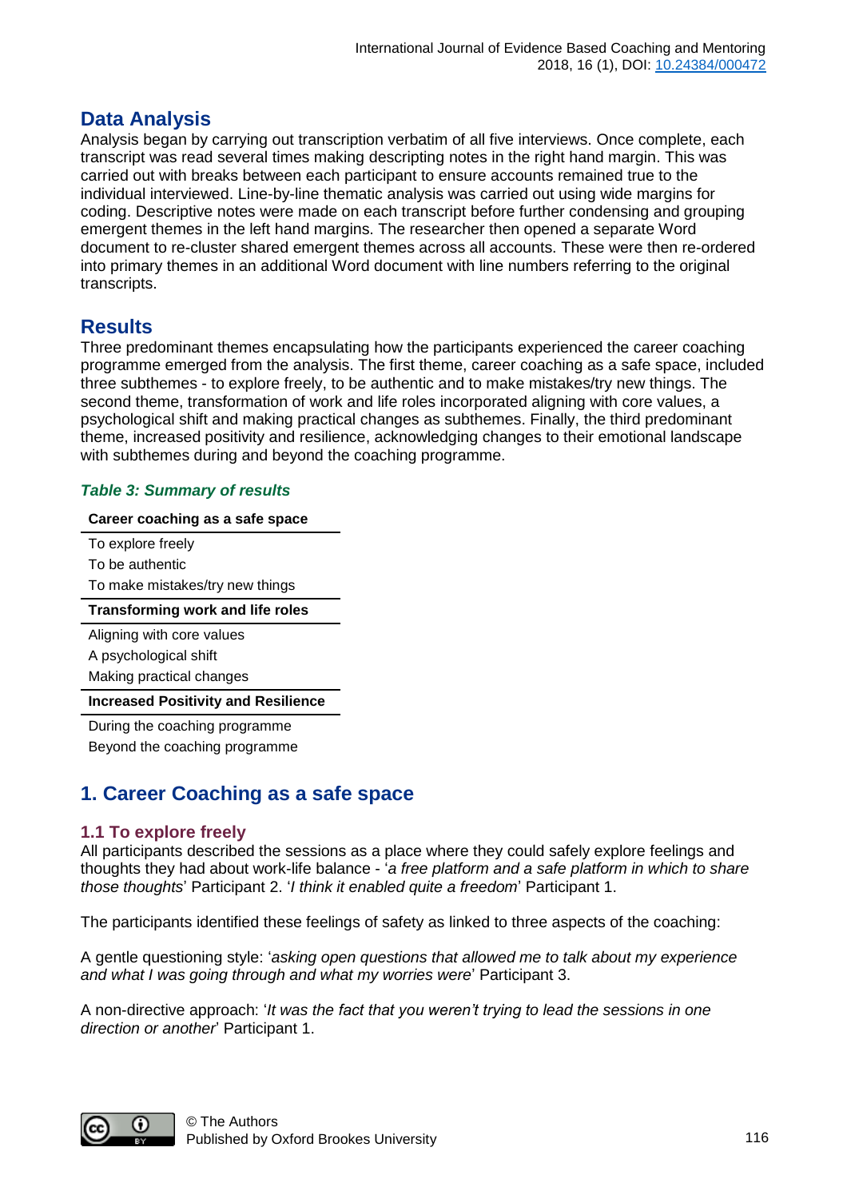## Data Analysis

Analysis began by carrying out transcription verbatim of all five interviews. Once complete, each transcript was read several times making descripting notes in the right hand margin. This was carried out with breaks between each participant to ensure accounts remained true to the individual interviewed. Line-by-line thematic analysis was carried out using wide margins for coding. Descriptive notes were made on each transcript before further condensing and grouping emergent themes in the left hand margins. The researcher then opened a separate Word document to re-cluster shared emergent themes across all accounts. These were then re-ordered into primary themes in an additional Word document with line numbers referring to the original transcripts.

## Results

Three predominant themes encapsulating how the participants experienced the career coaching programme emerged from the analysis. The first theme, career coaching as a safe space, included three subthemes - to explore freely, to be authentic and to make mistakes/try new things. The second theme, transformation of work and life roles incorporated aligning with core values, a psychological shift and making practical changes as subthemes. Finally, the third predominant theme, increased positivity and resilience, acknowledging changes to their emotional landscape with subthemes during and beyond the coaching programme.

***Table 3: Summary of results***

| |
|---|
| **Career coaching as a safe space** |
| To explore freely |
| To be authentic |
| To make mistakes/try new things |
| **Transforming work and life roles** |
| Aligning with core values |
| A psychological shift |
| Making practical changes |
| **Increased Positivity and Resilience** |
| During the coaching programme |
| Beyond the coaching programme |

## 1. Career Coaching as a safe space

### 1.1 To explore freely

All participants described the sessions as a place where they could safely explore feelings and thoughts they had about work-life balance - '*a free platform and a safe platform in which to share those thoughts*' Participant 2. '*I think it enabled quite a freedom*' Participant 1.

The participants identified these feelings of safety as linked to three aspects of the coaching:

A gentle questioning style: '*asking open questions that allowed me to talk about my experience and what I was going through and what my worries were*' Participant 3.

A non-directive approach: '*It was the fact that you weren't trying to lead the sessions in one direction or another*' Participant 1.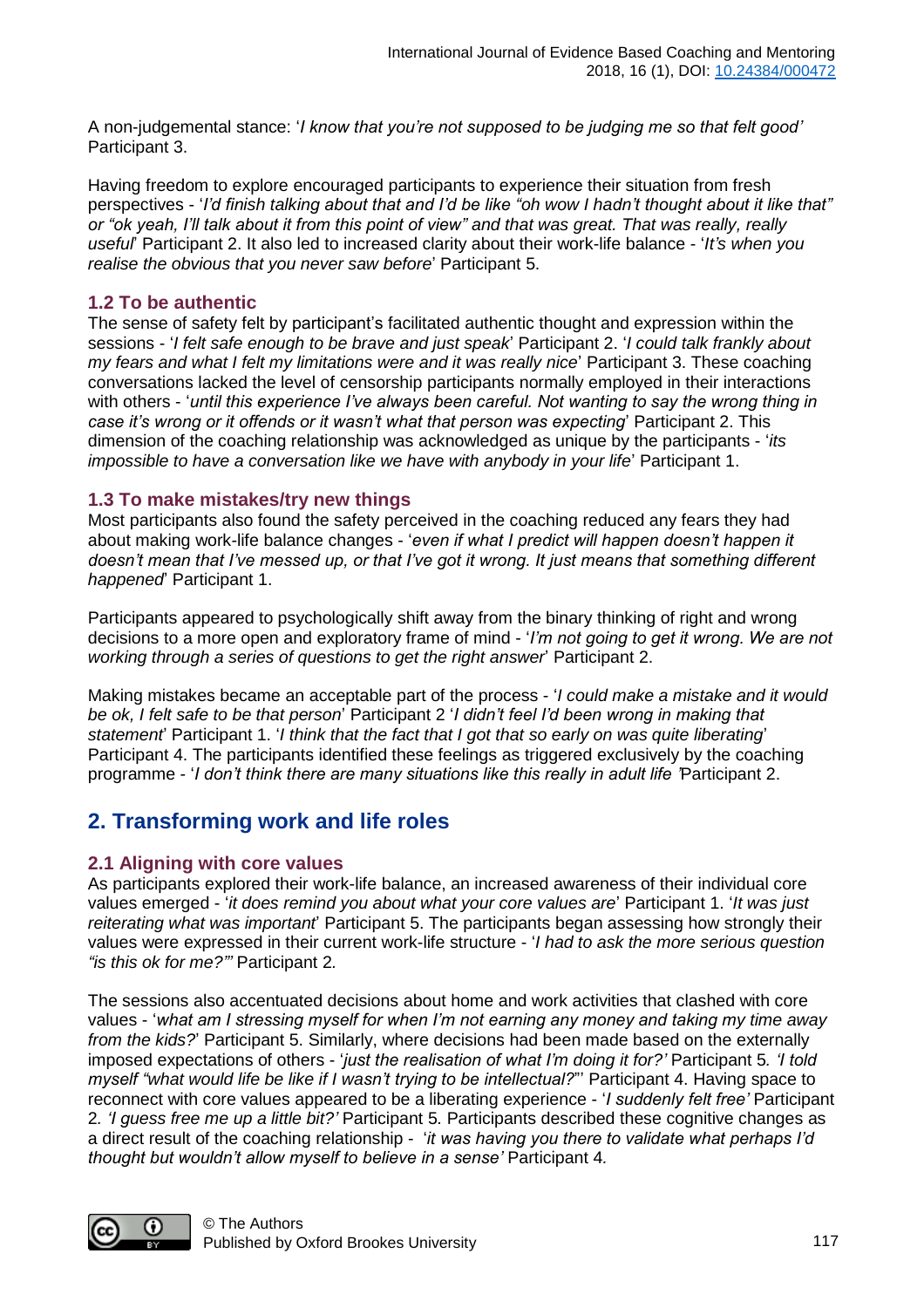A non-judgemental stance: '*I know that you're not supposed to be judging me so that felt good'* Participant 3.

Having freedom to explore encouraged participants to experience their situation from fresh perspectives - '*I'd finish talking about that and I'd be like "oh wow I hadn't thought about it like that" or "ok yeah, I'll talk about it from this point of view" and that was great. That was really, really useful*' Participant 2. It also led to increased clarity about their work-life balance - '*It's when you realise the obvious that you never saw before*' Participant 5.

### 1.2 To be authentic

The sense of safety felt by participant's facilitated authentic thought and expression within the sessions - '*I felt safe enough to be brave and just speak*' Participant 2. '*I could talk frankly about my fears and what I felt my limitations were and it was really nice*' Participant 3. These coaching conversations lacked the level of censorship participants normally employed in their interactions with others - '*until this experience I've always been careful. Not wanting to say the wrong thing in case it's wrong or it offends or it wasn't what that person was expecting*' Participant 2. This dimension of the coaching relationship was acknowledged as unique by the participants - '*its impossible to have a conversation like we have with anybody in your life*' Participant 1.

### 1.3 To make mistakes/try new things

Most participants also found the safety perceived in the coaching reduced any fears they had about making work-life balance changes - '*even if what I predict will happen doesn't happen it doesn't mean that I've messed up, or that I've got it wrong. It just means that something different happened*' Participant 1.

Participants appeared to psychologically shift away from the binary thinking of right and wrong decisions to a more open and exploratory frame of mind - '*I'm not going to get it wrong. We are not working through a series of questions to get the right answer*' Participant 2.

Making mistakes became an acceptable part of the process - '*I could make a mistake and it would be ok, I felt safe to be that person*' Participant 2 '*I didn't feel I'd been wrong in making that statement*' Participant 1. '*I think that the fact that I got that so early on was quite liberating*' Participant 4. The participants identified these feelings as triggered exclusively by the coaching programme - '*I don't think there are many situations like this really in adult life* 'Participant 2.

## 2. Transforming work and life roles

### 2.1 Aligning with core values

As participants explored their work-life balance, an increased awareness of their individual core values emerged - '*it does remind you about what your core values are*' Participant 1. '*It was just reiterating what was important*' Participant 5. The participants began assessing how strongly their values were expressed in their current work-life structure - '*I had to ask the more serious question "is this ok for me?"*' Participant 2.

The sessions also accentuated decisions about home and work activities that clashed with core values - '*what am I stressing myself for when I'm not earning any money and taking my time away from the kids?*' Participant 5. Similarly, where decisions had been made based on the externally imposed expectations of others - '*just the realisation of what I'm doing it for?'* Participant 5*. 'I told myself "what would life be like if I wasn't trying to be intellectual?*"' Participant 4. Having space to reconnect with core values appeared to be a liberating experience - '*I suddenly felt free'* Participant 2*. 'I guess free me up a little bit?'* Participant 5. Participants described these cognitive changes as a direct result of the coaching relationship - *'it was having you there to validate what perhaps I'd thought but wouldn't allow myself to believe in a sense'* Participant 4*.*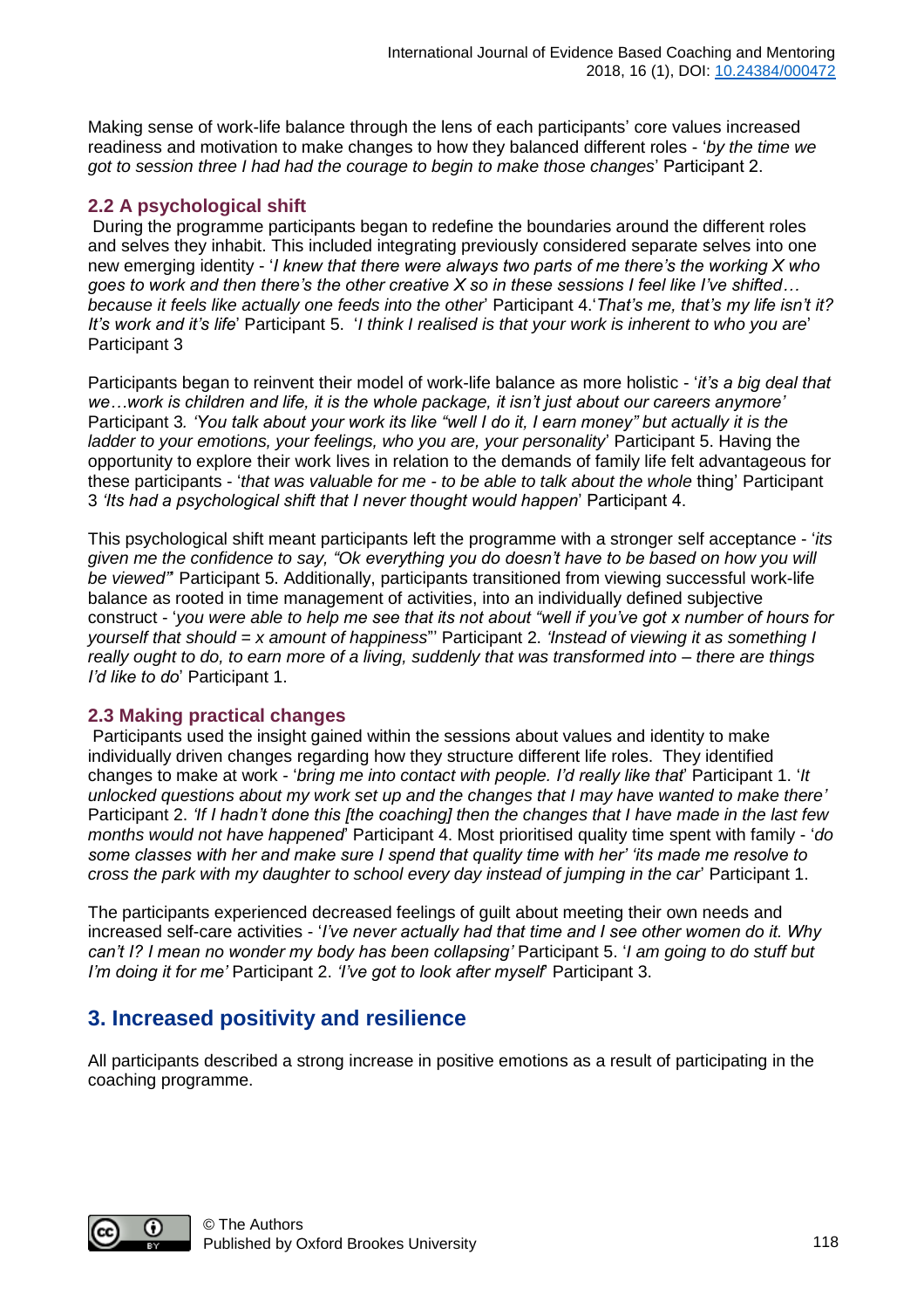Making sense of work-life balance through the lens of each participants' core values increased readiness and motivation to make changes to how they balanced different roles - '*by the time we got to session three I had had the courage to begin to make those changes*' Participant 2.

### 2.2 A psychological shift

During the programme participants began to redefine the boundaries around the different roles and selves they inhabit. This included integrating previously considered separate selves into one new emerging identity - '*I knew that there were always two parts of me there's the working X who goes to work and then there's the other creative X so in these sessions I feel like I've shifted… because it feels like actually one feeds into the other*' Participant 4.'*That's me, that's my life isn't it? It's work and it's life*' Participant 5. '*I think I realised is that your work is inherent to who you are*' Participant 3

Participants began to reinvent their model of work-life balance as more holistic - '*it's a big deal that we…work is children and life, it is the whole package, it isn't just about our careers anymore'* Participant 3*. 'You talk about your work its like "well I do it, I earn money" but actually it is the ladder to your emotions, your feelings, who you are, your personality*' Participant 5. Having the opportunity to explore their work lives in relation to the demands of family life felt advantageous for these participants - '*that was valuable for me - to be able to talk about the whole* thing' Participant 3 *'Its had a psychological shift that I never thought would happen*' Participant 4.

This psychological shift meant participants left the programme with a stronger self acceptance - '*its given me the confidence to say, "Ok everything you do doesn't have to be based on how you will be viewed"*' Participant 5. Additionally, participants transitioned from viewing successful work-life balance as rooted in time management of activities, into an individually defined subjective construct - '*you were able to help me see that its not about "well if you've got x number of hours for yourself that should = x amount of happiness*"' Participant 2. *'Instead of viewing it as something I really ought to do, to earn more of a living, suddenly that was transformed into – there are things I'd like to do*' Participant 1.

### 2.3 Making practical changes

Participants used the insight gained within the sessions about values and identity to make individually driven changes regarding how they structure different life roles. They identified changes to make at work - '*bring me into contact with people. I'd really like that*' Participant 1. '*It unlocked questions about my work set up and the changes that I may have wanted to make there'* Participant 2. *'If I hadn't done this [the coaching] then the changes that I have made in the last few months would not have happened*' Participant 4. Most prioritised quality time spent with family - '*do some classes with her and make sure I spend that quality time with her*' '*its made me resolve to cross the park with my daughter to school every day instead of jumping in the car*' Participant 1.

The participants experienced decreased feelings of guilt about meeting their own needs and increased self-care activities - '*I've never actually had that time and I see other women do it. Why can't I? I mean no wonder my body has been collapsing'* Participant 5. '*I am going to do stuff but I'm doing it for me'* Participant 2. *'I've got to look after myself*' Participant 3.

## 3. Increased positivity and resilience

All participants described a strong increase in positive emotions as a result of participating in the coaching programme.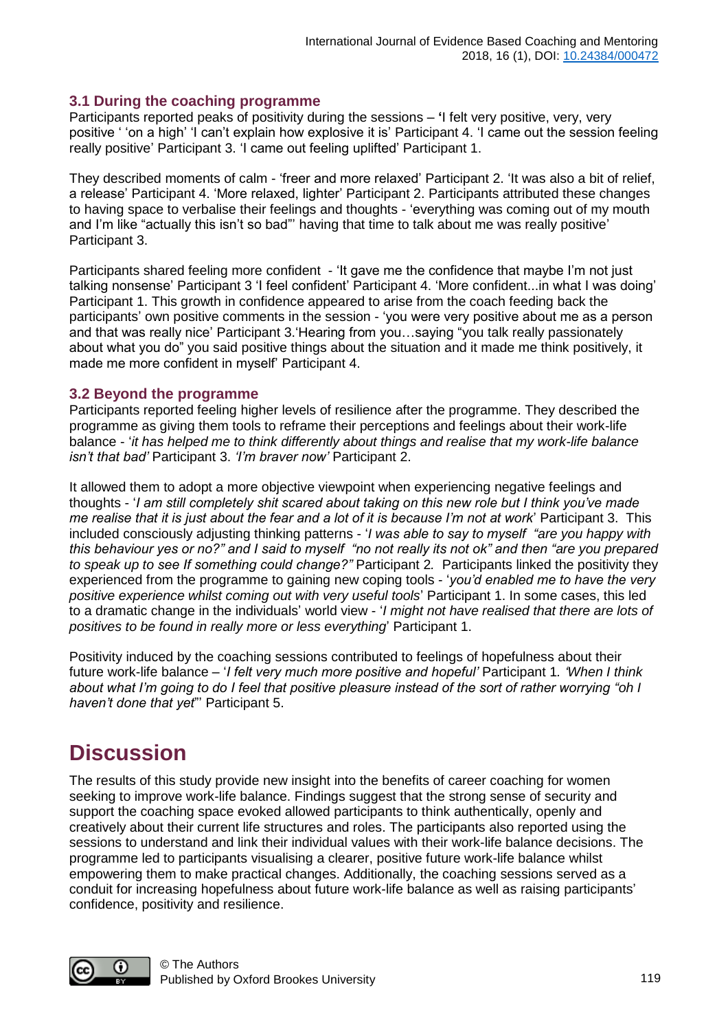### 3.1 During the coaching programme

Participants reported peaks of positivity during the sessions – **'**I felt very positive, very, very positive ' 'on a high' 'I can't explain how explosive it is' Participant 4. 'I came out the session feeling really positive' Participant 3. 'I came out feeling uplifted' Participant 1.

They described moments of calm - 'freer and more relaxed' Participant 2. 'It was also a bit of relief, a release' Participant 4. 'More relaxed, lighter' Participant 2. Participants attributed these changes to having space to verbalise their feelings and thoughts - 'everything was coming out of my mouth and I'm like "actually this isn't so bad"' having that time to talk about me was really positive' Participant 3.

Participants shared feeling more confident - 'It gave me the confidence that maybe I'm not just talking nonsense' Participant 3 'I feel confident' Participant 4. 'More confident...in what I was doing' Participant 1. This growth in confidence appeared to arise from the coach feeding back the participants' own positive comments in the session - 'you were very positive about me as a person and that was really nice' Participant 3.'Hearing from you…saying "you talk really passionately about what you do" you said positive things about the situation and it made me think positively, it made me more confident in myself' Participant 4.

### 3.2 Beyond the programme

Participants reported feeling higher levels of resilience after the programme. They described the programme as giving them tools to reframe their perceptions and feelings about their work-life balance - '*it has helped me to think differently about things and realise that my work-life balance isn't that bad'* Participant 3. *'I'm braver now'* Participant 2.

It allowed them to adopt a more objective viewpoint when experiencing negative feelings and thoughts - '*I am still completely shit scared about taking on this new role but I think you've made me realise that it is just about the fear and a lot of it is because I'm not at work*' Participant 3. This included consciously adjusting thinking patterns - '*I was able to say to myself "are you happy with this behaviour yes or no?" and I said to myself "no not really its not ok" and then "are you prepared to speak up to see If something could change?"* Participant 2. Participants linked the positivity they experienced from the programme to gaining new coping tools - '*you'd enabled me to have the very positive experience whilst coming out with very useful tools*' Participant 1. In some cases, this led to a dramatic change in the individuals' world view - '*I might not have realised that there are lots of positives to be found in really more or less everything*' Participant 1.

Positivity induced by the coaching sessions contributed to feelings of hopefulness about their future work-life balance – '*I felt very much more positive and hopeful'* Participant 1. *'When I think about what I'm going to do I feel that positive pleasure instead of the sort of rather worrying "oh I haven't done that yet*"' Participant 5.

# Discussion

The results of this study provide new insight into the benefits of career coaching for women seeking to improve work-life balance. Findings suggest that the strong sense of security and support the coaching space evoked allowed participants to think authentically, openly and creatively about their current life structures and roles. The participants also reported using the sessions to understand and link their individual values with their work-life balance decisions. The programme led to participants visualising a clearer, positive future work-life balance whilst empowering them to make practical changes. Additionally, the coaching sessions served as a conduit for increasing hopefulness about future work-life balance as well as raising participants' confidence, positivity and resilience.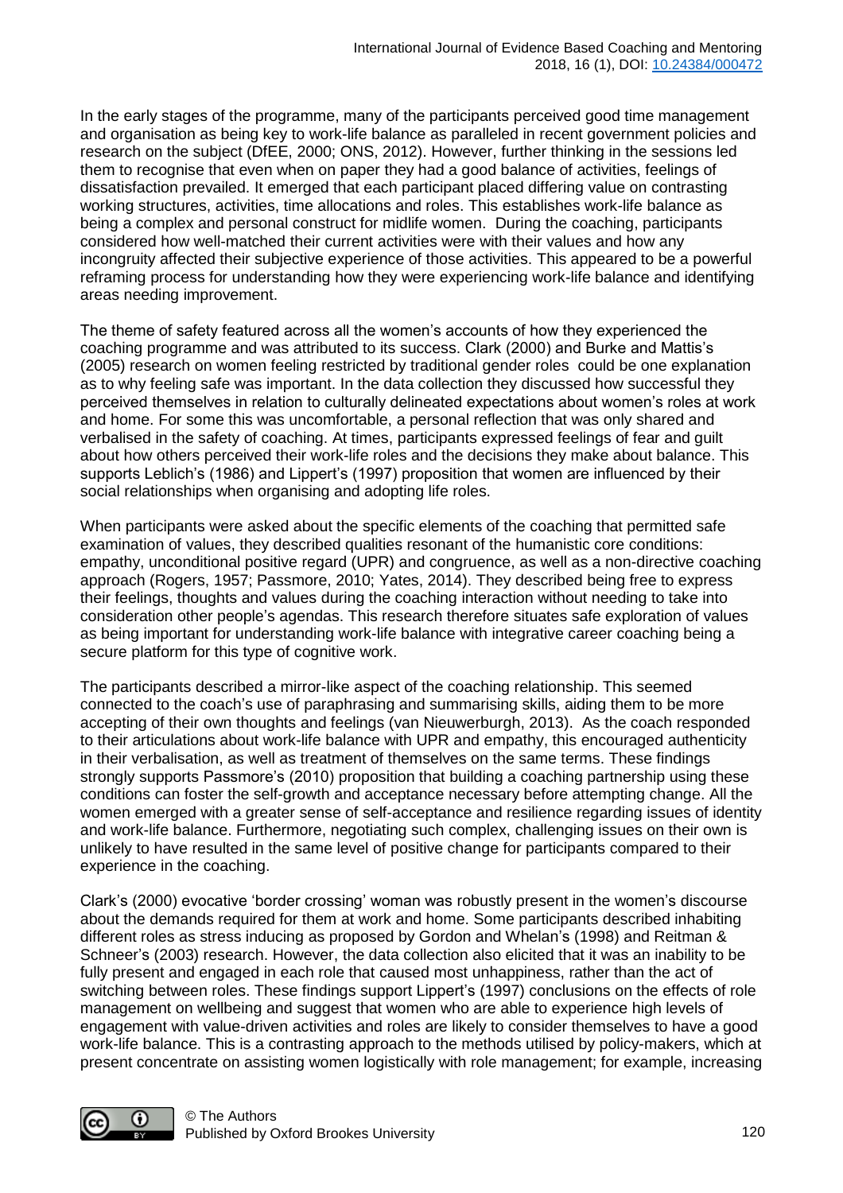In the early stages of the programme, many of the participants perceived good time management and organisation as being key to work-life balance as paralleled in recent government policies and research on the subject (DfEE, 2000; ONS, 2012). However, further thinking in the sessions led them to recognise that even when on paper they had a good balance of activities, feelings of dissatisfaction prevailed. It emerged that each participant placed differing value on contrasting working structures, activities, time allocations and roles. This establishes work-life balance as being a complex and personal construct for midlife women. During the coaching, participants considered how well-matched their current activities were with their values and how any incongruity affected their subjective experience of those activities. This appeared to be a powerful reframing process for understanding how they were experiencing work-life balance and identifying areas needing improvement.

The theme of safety featured across all the women's accounts of how they experienced the coaching programme and was attributed to its success. Clark (2000) and Burke and Mattis's (2005) research on women feeling restricted by traditional gender roles could be one explanation as to why feeling safe was important. In the data collection they discussed how successful they perceived themselves in relation to culturally delineated expectations about women's roles at work and home. For some this was uncomfortable, a personal reflection that was only shared and verbalised in the safety of coaching. At times, participants expressed feelings of fear and guilt about how others perceived their work-life roles and the decisions they make about balance. This supports Leblich's (1986) and Lippert's (1997) proposition that women are influenced by their social relationships when organising and adopting life roles.

When participants were asked about the specific elements of the coaching that permitted safe examination of values, they described qualities resonant of the humanistic core conditions: empathy, unconditional positive regard (UPR) and congruence, as well as a non-directive coaching approach (Rogers, 1957; Passmore, 2010; Yates, 2014). They described being free to express their feelings, thoughts and values during the coaching interaction without needing to take into consideration other people's agendas. This research therefore situates safe exploration of values as being important for understanding work-life balance with integrative career coaching being a secure platform for this type of cognitive work.

The participants described a mirror-like aspect of the coaching relationship. This seemed connected to the coach's use of paraphrasing and summarising skills, aiding them to be more accepting of their own thoughts and feelings (van Nieuwerburgh, 2013). As the coach responded to their articulations about work-life balance with UPR and empathy, this encouraged authenticity in their verbalisation, as well as treatment of themselves on the same terms. These findings strongly supports Passmore's (2010) proposition that building a coaching partnership using these conditions can foster the self-growth and acceptance necessary before attempting change. All the women emerged with a greater sense of self-acceptance and resilience regarding issues of identity and work-life balance. Furthermore, negotiating such complex, challenging issues on their own is unlikely to have resulted in the same level of positive change for participants compared to their experience in the coaching.

Clark's (2000) evocative 'border crossing' woman was robustly present in the women's discourse about the demands required for them at work and home. Some participants described inhabiting different roles as stress inducing as proposed by Gordon and Whelan's (1998) and Reitman & Schneer's (2003) research. However, the data collection also elicited that it was an inability to be fully present and engaged in each role that caused most unhappiness, rather than the act of switching between roles. These findings support Lippert's (1997) conclusions on the effects of role management on wellbeing and suggest that women who are able to experience high levels of engagement with value-driven activities and roles are likely to consider themselves to have a good work-life balance. This is a contrasting approach to the methods utilised by policy-makers, which at present concentrate on assisting women logistically with role management; for example, increasing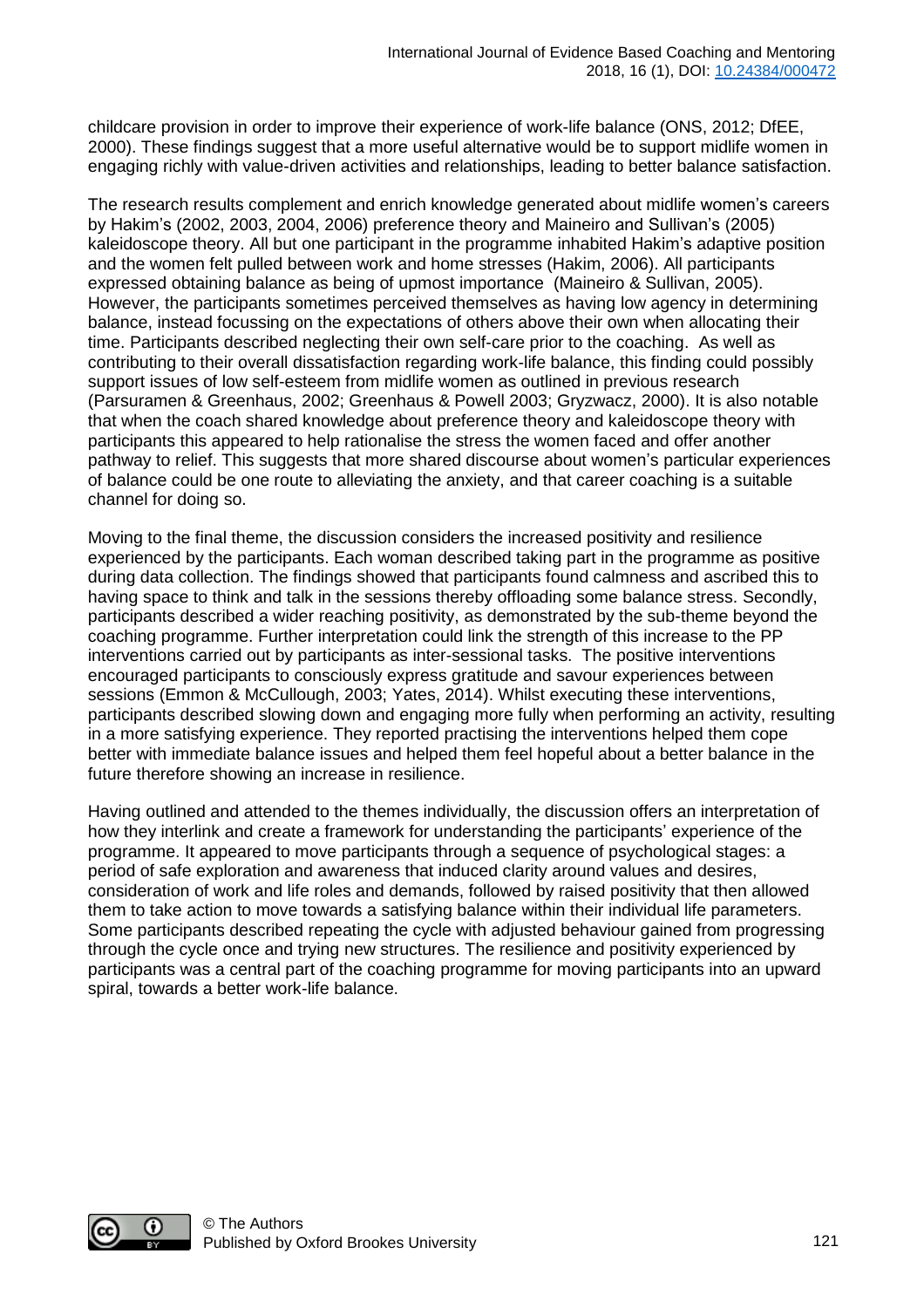childcare provision in order to improve their experience of work-life balance (ONS, 2012; DfEE, 2000). These findings suggest that a more useful alternative would be to support midlife women in engaging richly with value-driven activities and relationships, leading to better balance satisfaction.

The research results complement and enrich knowledge generated about midlife women's careers by Hakim's (2002, 2003, 2004, 2006) preference theory and Maineiro and Sullivan's (2005) kaleidoscope theory. All but one participant in the programme inhabited Hakim's adaptive position and the women felt pulled between work and home stresses (Hakim, 2006). All participants expressed obtaining balance as being of upmost importance (Maineiro & Sullivan, 2005). However, the participants sometimes perceived themselves as having low agency in determining balance, instead focussing on the expectations of others above their own when allocating their time. Participants described neglecting their own self-care prior to the coaching. As well as contributing to their overall dissatisfaction regarding work-life balance, this finding could possibly support issues of low self-esteem from midlife women as outlined in previous research (Parsuramen & Greenhaus, 2002; Greenhaus & Powell 2003; Gryzwacz, 2000). It is also notable that when the coach shared knowledge about preference theory and kaleidoscope theory with participants this appeared to help rationalise the stress the women faced and offer another pathway to relief. This suggests that more shared discourse about women's particular experiences of balance could be one route to alleviating the anxiety, and that career coaching is a suitable channel for doing so.

Moving to the final theme, the discussion considers the increased positivity and resilience experienced by the participants. Each woman described taking part in the programme as positive during data collection. The findings showed that participants found calmness and ascribed this to having space to think and talk in the sessions thereby offloading some balance stress. Secondly, participants described a wider reaching positivity, as demonstrated by the sub-theme beyond the coaching programme. Further interpretation could link the strength of this increase to the PP interventions carried out by participants as inter-sessional tasks. The positive interventions encouraged participants to consciously express gratitude and savour experiences between sessions (Emmon & McCullough, 2003; Yates, 2014). Whilst executing these interventions, participants described slowing down and engaging more fully when performing an activity, resulting in a more satisfying experience. They reported practising the interventions helped them cope better with immediate balance issues and helped them feel hopeful about a better balance in the future therefore showing an increase in resilience.

Having outlined and attended to the themes individually, the discussion offers an interpretation of how they interlink and create a framework for understanding the participants' experience of the programme. It appeared to move participants through a sequence of psychological stages: a period of safe exploration and awareness that induced clarity around values and desires, consideration of work and life roles and demands, followed by raised positivity that then allowed them to take action to move towards a satisfying balance within their individual life parameters. Some participants described repeating the cycle with adjusted behaviour gained from progressing through the cycle once and trying new structures. The resilience and positivity experienced by participants was a central part of the coaching programme for moving participants into an upward spiral, towards a better work-life balance.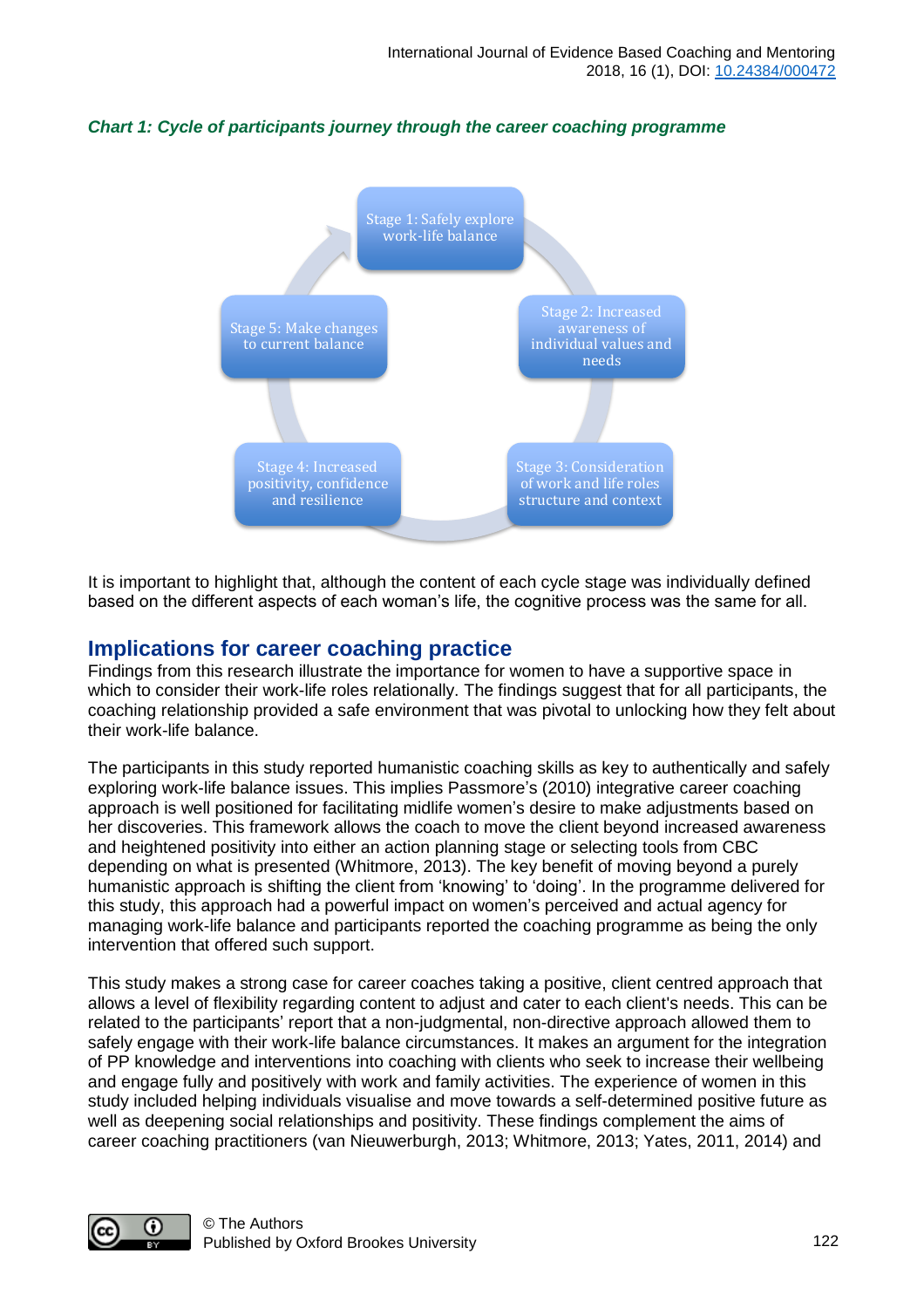*Chart 1: Cycle of participants journey through the career coaching programme*

Stage 1: Safely explore work-life balance

Stage 2: Increased awareness of individual values and needs

Stage 3: Consideration of work and life roles structure and context

Stage 4: Increased positivity, confidence and resilience

Stage 5: Make changes to current balance

It is important to highlight that, although the content of each cycle stage was individually defined based on the different aspects of each woman's life, the cognitive process was the same for all.

## Implications for career coaching practice

Findings from this research illustrate the importance for women to have a supportive space in which to consider their work-life roles relationally. The findings suggest that for all participants, the coaching relationship provided a safe environment that was pivotal to unlocking how they felt about their work-life balance.

The participants in this study reported humanistic coaching skills as key to authentically and safely exploring work-life balance issues. This implies Passmore's (2010) integrative career coaching approach is well positioned for facilitating midlife women's desire to make adjustments based on her discoveries. This framework allows the coach to move the client beyond increased awareness and heightened positivity into either an action planning stage or selecting tools from CBC depending on what is presented (Whitmore, 2013). The key benefit of moving beyond a purely humanistic approach is shifting the client from 'knowing' to 'doing'. In the programme delivered for this study, this approach had a powerful impact on women's perceived and actual agency for managing work-life balance and participants reported the coaching programme as being the only intervention that offered such support.

This study makes a strong case for career coaches taking a positive, client centred approach that allows a level of flexibility regarding content to adjust and cater to each client's needs. This can be related to the participants' report that a non-judgmental, non-directive approach allowed them to safely engage with their work-life balance circumstances. It makes an argument for the integration of PP knowledge and interventions into coaching with clients who seek to increase their wellbeing and engage fully and positively with work and family activities. The experience of women in this study included helping individuals visualise and move towards a self-determined positive future as well as deepening social relationships and positivity. These findings complement the aims of career coaching practitioners (van Nieuwerburgh, 2013; Whitmore, 2013; Yates, 2011, 2014) and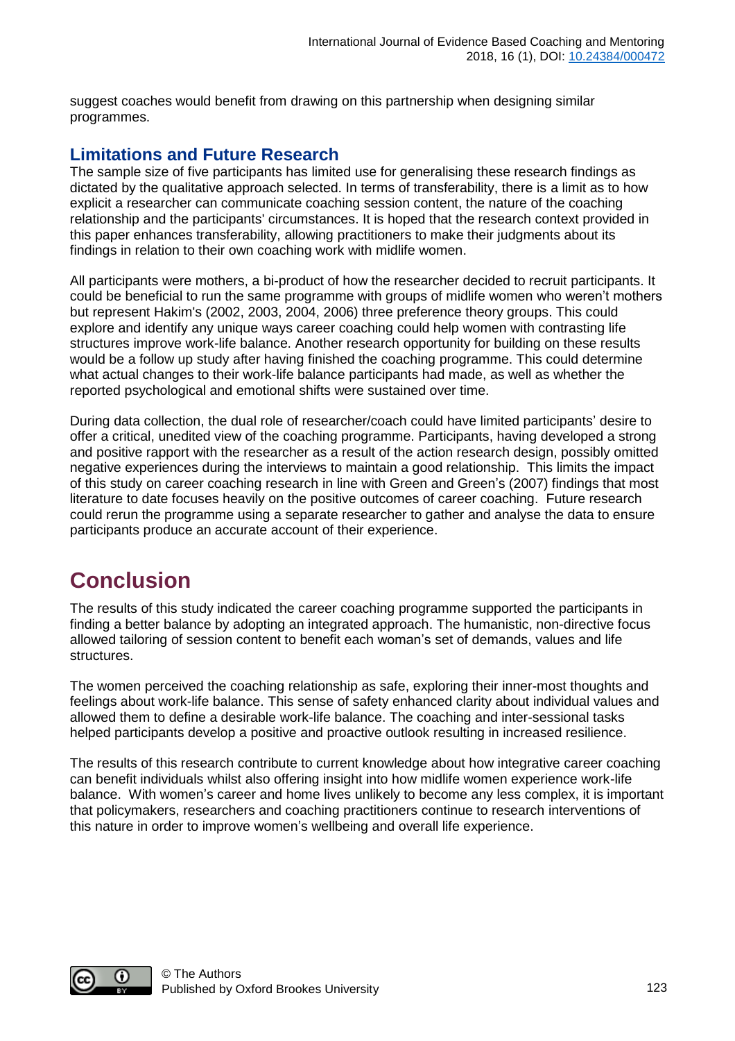suggest coaches would benefit from drawing on this partnership when designing similar programmes.

### Limitations and Future Research

The sample size of five participants has limited use for generalising these research findings as dictated by the qualitative approach selected. In terms of transferability, there is a limit as to how explicit a researcher can communicate coaching session content, the nature of the coaching relationship and the participants' circumstances. It is hoped that the research context provided in this paper enhances transferability, allowing practitioners to make their judgments about its findings in relation to their own coaching work with midlife women.

All participants were mothers, a bi-product of how the researcher decided to recruit participants. It could be beneficial to run the same programme with groups of midlife women who weren't mothers but represent Hakim's (2002, 2003, 2004, 2006) three preference theory groups. This could explore and identify any unique ways career coaching could help women with contrasting life structures improve work-life balance. Another research opportunity for building on these results would be a follow up study after having finished the coaching programme. This could determine what actual changes to their work-life balance participants had made, as well as whether the reported psychological and emotional shifts were sustained over time.

During data collection, the dual role of researcher/coach could have limited participants' desire to offer a critical, unedited view of the coaching programme. Participants, having developed a strong and positive rapport with the researcher as a result of the action research design, possibly omitted negative experiences during the interviews to maintain a good relationship. This limits the impact of this study on career coaching research in line with Green and Green's (2007) findings that most literature to date focuses heavily on the positive outcomes of career coaching. Future research could rerun the programme using a separate researcher to gather and analyse the data to ensure participants produce an accurate account of their experience.

## Conclusion

The results of this study indicated the career coaching programme supported the participants in finding a better balance by adopting an integrated approach. The humanistic, non-directive focus allowed tailoring of session content to benefit each woman's set of demands, values and life structures.

The women perceived the coaching relationship as safe, exploring their inner-most thoughts and feelings about work-life balance. This sense of safety enhanced clarity about individual values and allowed them to define a desirable work-life balance. The coaching and inter-sessional tasks helped participants develop a positive and proactive outlook resulting in increased resilience.

The results of this research contribute to current knowledge about how integrative career coaching can benefit individuals whilst also offering insight into how midlife women experience work-life balance. With women's career and home lives unlikely to become any less complex, it is important that policymakers, researchers and coaching practitioners continue to research interventions of this nature in order to improve women's wellbeing and overall life experience.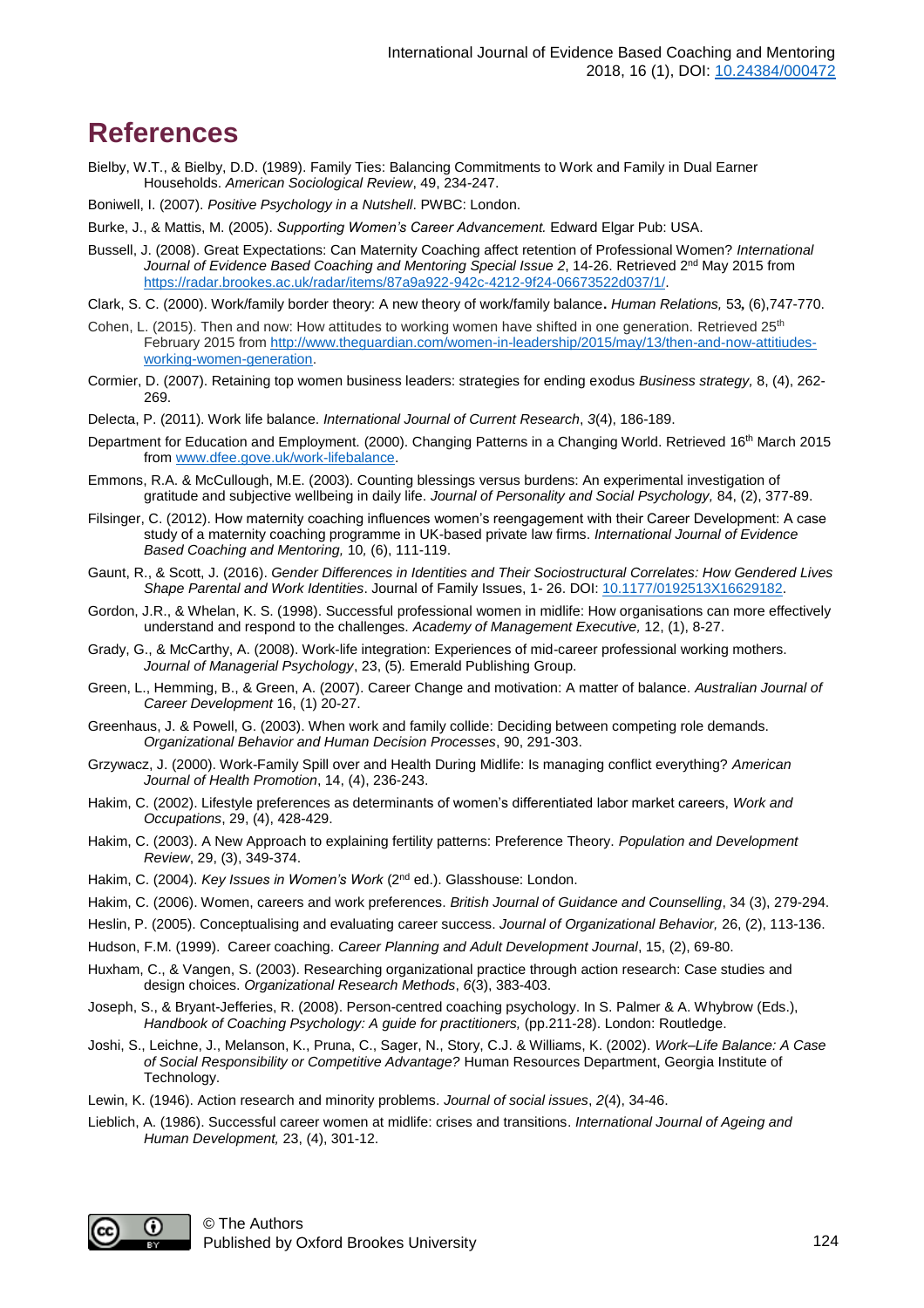# References

Bielby, W.T., & Bielby, D.D. (1989). Family Ties: Balancing Commitments to Work and Family in Dual Earner Households. *American Sociological Review*, 49, 234-247.

Boniwell, I. (2007). *Positive Psychology in a Nutshell*. PWBC: London.

Burke, J., & Mattis, M. (2005). *Supporting Women's Career Advancement.* Edward Elgar Pub: USA.

Bussell, J. (2008). Great Expectations: Can Maternity Coaching affect retention of Professional Women? *International Journal of Evidence Based Coaching and Mentoring Special Issue 2*, 14-26. Retrieved 2nd May 2015 from https://radar.brookes.ac.uk/radar/items/87a9a922-942c-4212-9f24-06673522d037/1/.

Clark, S. C. (2000). Work/family border theory: A new theory of work/family balance**.** *Human Relations,* 53**,** (6),747-770.

Cohen, L. (2015). Then and now: How attitudes to working women have shifted in one generation. Retrieved 25th February 2015 from http://www.theguardian.com/women-in-leadership/2015/may/13/then-and-now-attitiudes-working-women-generation.

Cormier, D. (2007). Retaining top women business leaders: strategies for ending exodus *Business strategy,* 8, (4), 262-269.

Delecta, P. (2011). Work life balance. *International Journal of Current Research*, *3*(4), 186-189.

Department for Education and Employment*.* (2000). Changing Patterns in a Changing World. Retrieved 16th March 2015 from www.dfee.gove.uk/work-lifebalance.

Emmons, R.A. & McCullough, M.E. (2003). Counting blessings versus burdens: An experimental investigation of gratitude and subjective wellbeing in daily life. *Journal of Personality and Social Psychology,* 84, (2), 377-89.

Filsinger, C. (2012). How maternity coaching influences women's reengagement with their Career Development: A case study of a maternity coaching programme in UK-based private law firms. *International Journal of Evidence Based Coaching and Mentoring,* 10*,* (6), 111-119.

Gaunt, R., & Scott, J. (2016). *Gender Differences in Identities and Their Sociostructural Correlates: How Gendered Lives Shape Parental and Work Identities*. Journal of Family Issues, 1- 26. DOI: 10.1177/0192513X16629182.

Gordon, J.R., & Whelan, K. S. (1998). Successful professional women in midlife: How organisations can more effectively understand and respond to the challenges. *Academy of Management Executive,* 12, (1), 8-27.

Grady, G., & McCarthy, A. (2008). Work-life integration: Experiences of mid-career professional working mothers. *Journal of Managerial Psychology*, 23, (5)*.* Emerald Publishing Group.

Green, L., Hemming, B., & Green, A. (2007). Career Change and motivation: A matter of balance. *Australian Journal of Career Development* 16, (1) 20-27.

Greenhaus, J. & Powell, G. (2003). When work and family collide: Deciding between competing role demands. *Organizational Behavior and Human Decision Processes*, 90, 291-303.

Grzywacz, J. (2000). Work-Family Spill over and Health During Midlife: Is managing conflict everything? *American Journal of Health Promotion*, 14, (4), 236-243.

Hakim, C. (2002). Lifestyle preferences as determinants of women's differentiated labor market careers, *Work and Occupations*, 29, (4), 428-429.

Hakim, C. (2003). A New Approach to explaining fertility patterns: Preference Theory. *Population and Development Review*, 29, (3), 349-374.

Hakim, C. (2004). *Key Issues in Women's Work* (2nd ed.). Glasshouse: London.

Hakim, C. (2006). Women, careers and work preferences. *British Journal of Guidance and Counselling*, 34 (3), 279-294.

Heslin, P. (2005). Conceptualising and evaluating career success. *Journal of Organizational Behavior,* 26, (2), 113-136.

Hudson, F.M. (1999). Career coaching. *Career Planning and Adult Development Journal*, 15, (2), 69-80.

Huxham, C., & Vangen, S. (2003). Researching organizational practice through action research: Case studies and design choices. *Organizational Research Methods*, *6*(3), 383-403.

Joseph, S., & Bryant-Jefferies, R. (2008). Person-centred coaching psychology. In S. Palmer & A. Whybrow (Eds.), *Handbook of Coaching Psychology: A guide for practitioners,* (pp.211-28). London: Routledge.

Joshi, S., Leichne, J., Melanson, K., Pruna, C., Sager, N., Story, C.J. & Williams, K. (2002). *Work–Life Balance: A Case of Social Responsibility or Competitive Advantage?* Human Resources Department, Georgia Institute of Technology.

Lewin, K. (1946). Action research and minority problems. *Journal of social issues*, *2*(4), 34-46.

Lieblich, A. (1986). Successful career women at midlife: crises and transitions. *International Journal of Ageing and Human Development,* 23, (4), 301-12.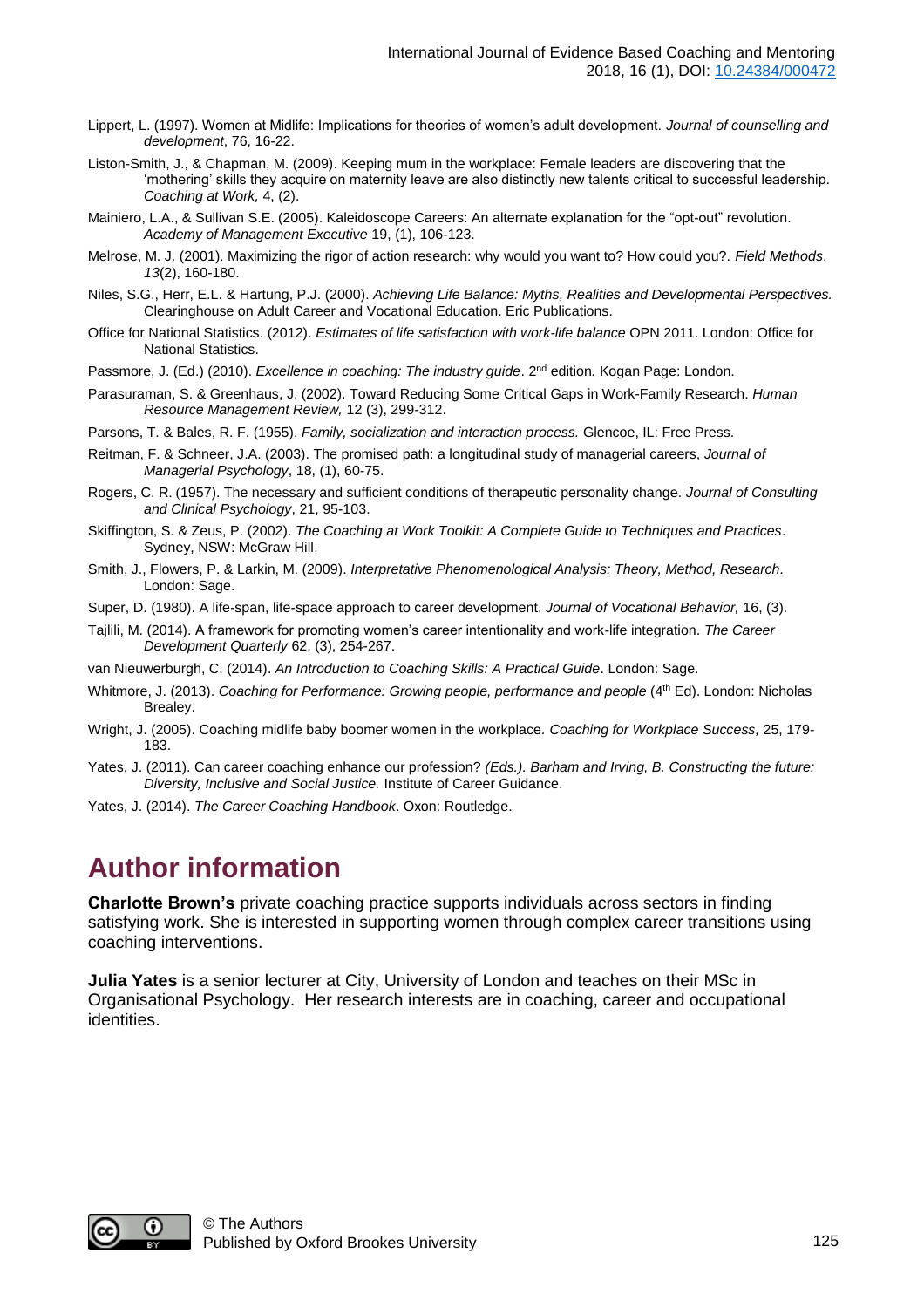Lippert, L. (1997). Women at Midlife: Implications for theories of women's adult development. *Journal of counselling and development*, 76, 16-22.

Liston-Smith, J., & Chapman, M. (2009). Keeping mum in the workplace: Female leaders are discovering that the 'mothering' skills they acquire on maternity leave are also distinctly new talents critical to successful leadership. *Coaching at Work,* 4, (2).

Mainiero, L.A., & Sullivan S.E. (2005). Kaleidoscope Careers: An alternate explanation for the "opt-out" revolution. *Academy of Management Executive* 19, (1), 106-123.

Melrose, M. J. (2001). Maximizing the rigor of action research: why would you want to? How could you?. *Field Methods*, *13*(2), 160-180.

Niles, S.G., Herr, E.L. & Hartung, P.J. (2000). *Achieving Life Balance: Myths, Realities and Developmental Perspectives.* Clearinghouse on Adult Career and Vocational Education. Eric Publications.

Office for National Statistics. (2012). *Estimates of life satisfaction with work-life balance* OPN 2011. London: Office for National Statistics.

Passmore, J. (Ed.) (2010). *Excellence in coaching: The industry guide*. 2nd edition*.* Kogan Page: London.

Parasuraman, S. & Greenhaus, J. (2002). Toward Reducing Some Critical Gaps in Work-Family Research. *Human Resource Management Review,* 12 (3), 299-312.

Parsons, T. & Bales, R. F. (1955). *Family, socialization and interaction process.* Glencoe, IL: Free Press.

Reitman, F. & Schneer, J.A. (2003). The promised path: a longitudinal study of managerial careers, *Journal of Managerial Psychology*, 18, (1), 60-75.

Rogers, C. R. (1957). The necessary and sufficient conditions of therapeutic personality change. *Journal of Consulting and Clinical Psychology*, 21, 95-103.

Skiffington, S. & Zeus, P. (2002). *The Coaching at Work Toolkit: A Complete Guide to Techniques and Practices*. Sydney, NSW: McGraw Hill.

Smith, J., Flowers, P. & Larkin, M. (2009). *Interpretative Phenomenological Analysis: Theory, Method, Research.* London: Sage.

Super, D. (1980). A life-span, life-space approach to career development. *Journal of Vocational Behavior,* 16, (3).

Tajlili, M. (2014). A framework for promoting women's career intentionality and work-life integration. *The Career Development Quarterly* 62, (3), 254-267.

van Nieuwerburgh, C. (2014). *An Introduction to Coaching Skills: A Practical Guide*. London: Sage.

Whitmore, J. (2013). *Coaching for Performance: Growing people, performance and people* (4th Ed). London: Nicholas Brealey.

Wright, J. (2005). Coaching midlife baby boomer women in the workplace. *Coaching for Workplace Success,* 25, 179-183.

Yates, J. (2011). Can career coaching enhance our profession? *(Eds.). Barham and Irving, B. Constructing the future: Diversity, Inclusive and Social Justice.* Institute of Career Guidance.

Yates, J. (2014). *The Career Coaching Handbook*. Oxon: Routledge.

# Author information

**Charlotte Brown's** private coaching practice supports individuals across sectors in finding satisfying work. She is interested in supporting women through complex career transitions using coaching interventions.

**Julia Yates** is a senior lecturer at City, University of London and teaches on their MSc in Organisational Psychology. Her research interests are in coaching, career and occupational identities.